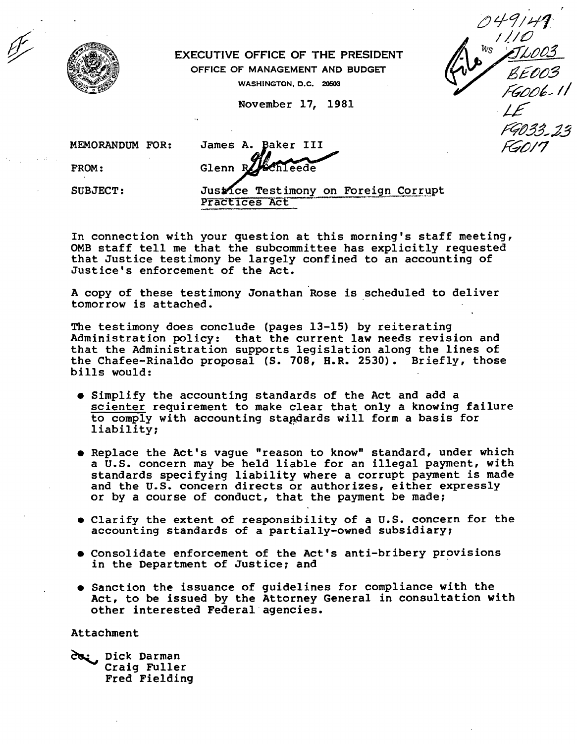EXECUTIVE OFFICE OF THE PRESIDENT

OFFICE OF MANAGEMENT AND BUDGET

WASHINGTON, D.C. 20503

November 17, 1981

049147
1110
WS JL003
BE003
FG006-11
LE
FG033-23
FG017

MEMORANDUM FOR: James A. Baker III

FROM: Glenn R. Schleede

SUBJECT: Justice Testimony on Foreign Corrupt Practices Act

In connection with your question at this morning's staff meeting, OMB staff tell me that the subcommittee has explicitly requested that Justice testimony be largely confined to an accounting of Justice's enforcement of the Act.

A copy of these testimony Jonathan Rose is scheduled to deliver tomorrow is attached.

The testimony does conclude (pages 13-15) by reiterating Administration policy: that the current law needs revision and that the Administration supports legislation along the lines of the Chafee-Rinaldo proposal (S. 708, H.R. 2530). Briefly, those bills would:

- Simplify the accounting standards of the Act and add a scienter requirement to make clear that only a knowing failure to comply with accounting standards will form a basis for liability;
- Replace the Act's vague "reason to know" standard, under which a U.S. concern may be held liable for an illegal payment, with standards specifying liability where a corrupt payment is made and the U.S. concern directs or authorizes, either expressly or by a course of conduct, that the payment be made;
- Clarify the extent of responsibility of a U.S. concern for the accounting standards of a partially-owned subsidiary;
- Consolidate enforcement of the Act's anti-bribery provisions in the Department of Justice; and
- Sanction the issuance of guidelines for compliance with the Act, to be issued by the Attorney General in consultation with other interested Federal agencies.

Attachment

cc: Dick Darman
Craig Fuller
Fred Fielding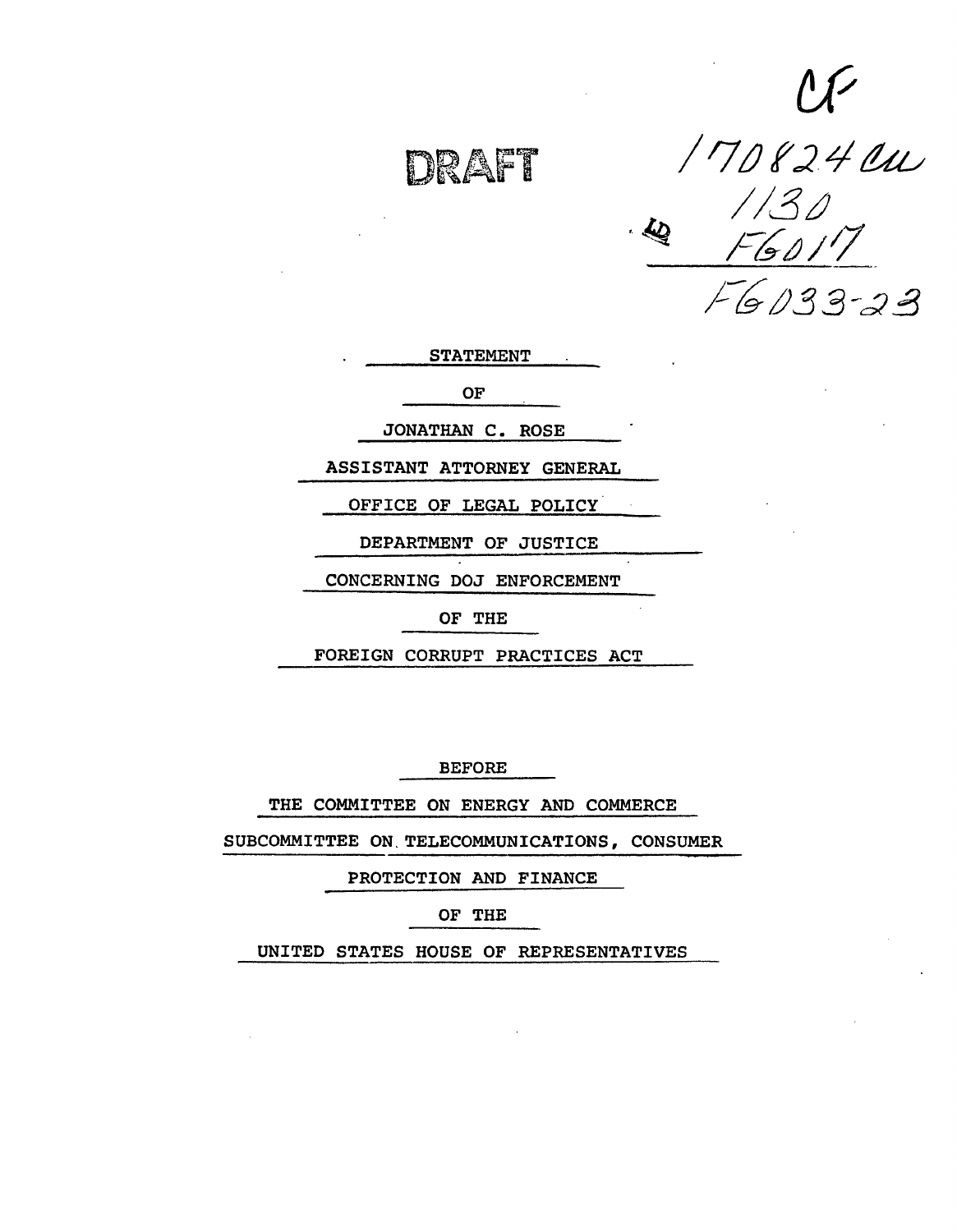CF

DRAFT

170824CU
1130
LD FG017
FG033-23

STATEMENT

OF

JONATHAN C. ROSE

ASSISTANT ATTORNEY GENERAL

OFFICE OF LEGAL POLICY

DEPARTMENT OF JUSTICE

CONCERNING DOJ ENFORCEMENT

OF THE

FOREIGN CORRUPT PRACTICES ACT

BEFORE

THE COMMITTEE ON ENERGY AND COMMERCE

SUBCOMMITTEE ON TELECOMMUNICATIONS, CONSUMER

PROTECTION AND FINANCE

OF THE

UNITED STATES HOUSE OF REPRESENTATIVES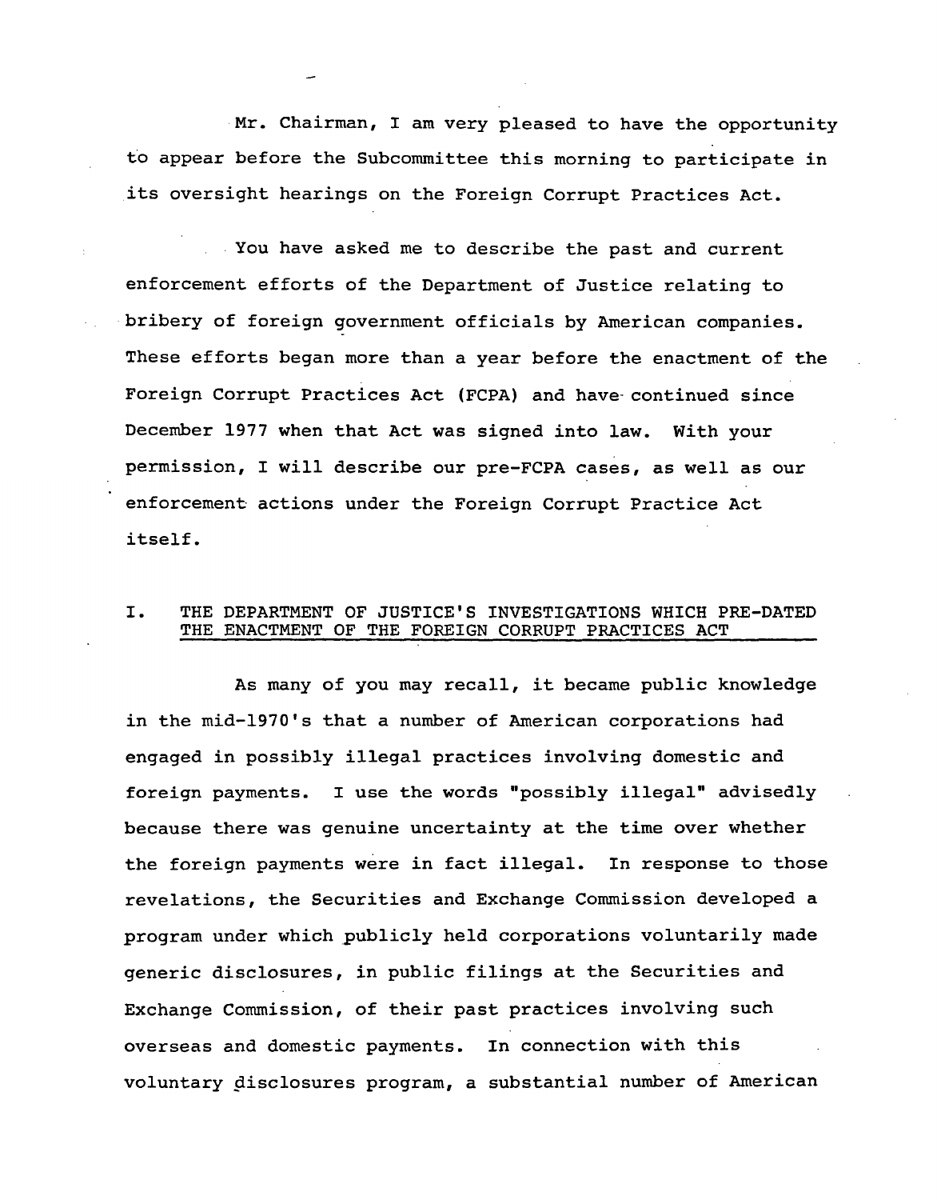Mr. Chairman, I am very pleased to have the opportunity to appear before the Subcommittee this morning to participate in its oversight hearings on the Foreign Corrupt Practices Act.

You have asked me to describe the past and current enforcement efforts of the Department of Justice relating to bribery of foreign government officials by American companies. These efforts began more than a year before the enactment of the Foreign Corrupt Practices Act (FCPA) and have continued since December 1977 when that Act was signed into law. With your permission, I will describe our pre-FCPA cases, as well as our enforcement actions under the Foreign Corrupt Practice Act itself.

## I. THE DEPARTMENT OF JUSTICE'S INVESTIGATIONS WHICH PRE-DATED THE ENACTMENT OF THE FOREIGN CORRUPT PRACTICES ACT

As many of you may recall, it became public knowledge in the mid-1970's that a number of American corporations had engaged in possibly illegal practices involving domestic and foreign payments. I use the words "possibly illegal" advisedly because there was genuine uncertainty at the time over whether the foreign payments were in fact illegal. In response to those revelations, the Securities and Exchange Commission developed a program under which publicly held corporations voluntarily made generic disclosures, in public filings at the Securities and Exchange Commission, of their past practices involving such overseas and domestic payments. In connection with this voluntary disclosures program, a substantial number of American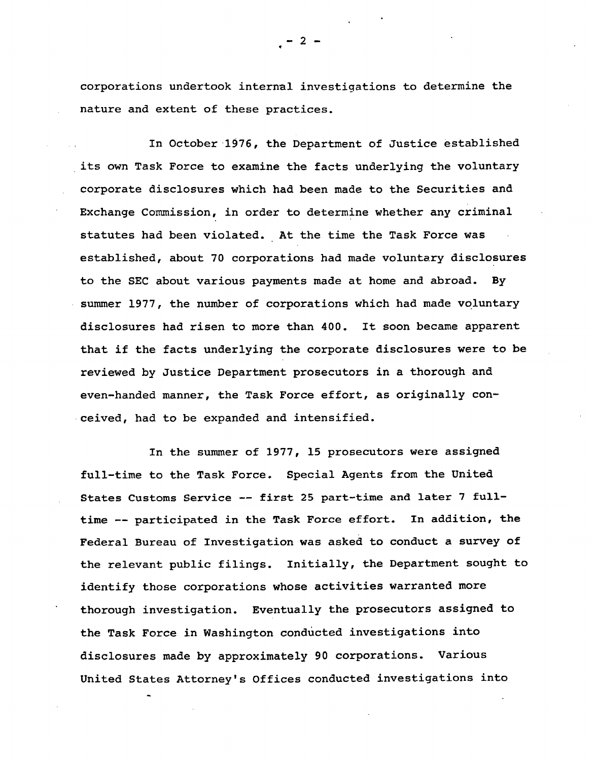corporations undertook internal investigations to determine the nature and extent of these practices.

In October 1976, the Department of Justice established its own Task Force to examine the facts underlying the voluntary corporate disclosures which had been made to the Securities and Exchange Commission, in order to determine whether any criminal statutes had been violated. At the time the Task Force was established, about 70 corporations had made voluntary disclosures to the SEC about various payments made at home and abroad. By summer 1977, the number of corporations which had made voluntary disclosures had risen to more than 400. It soon became apparent that if the facts underlying the corporate disclosures were to be reviewed by Justice Department prosecutors in a thorough and even-handed manner, the Task Force effort, as originally conceived, had to be expanded and intensified.

In the summer of 1977, 15 prosecutors were assigned full-time to the Task Force. Special Agents from the United States Customs Service -- first 25 part-time and later 7 full-time -- participated in the Task Force effort. In addition, the Federal Bureau of Investigation was asked to conduct a survey of the relevant public filings. Initially, the Department sought to identify those corporations whose activities warranted more thorough investigation. Eventually the prosecutors assigned to the Task Force in Washington conducted investigations into disclosures made by approximately 90 corporations. Various United States Attorney's Offices conducted investigations into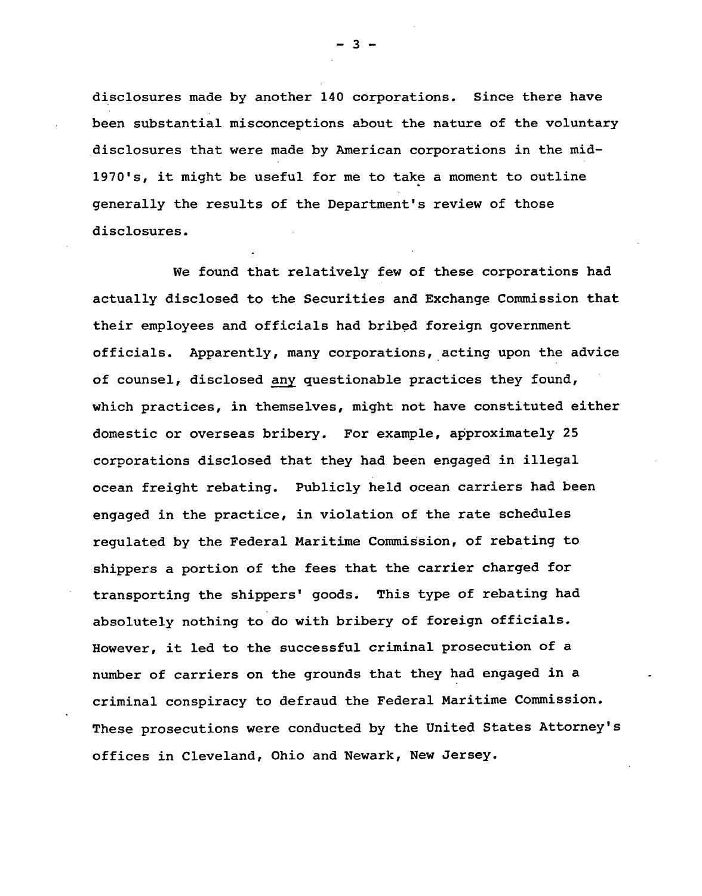disclosures made by another 140 corporations. Since there have been substantial misconceptions about the nature of the voluntary disclosures that were made by American corporations in the mid-1970's, it might be useful for me to take a moment to outline generally the results of the Department's review of those disclosures.

We found that relatively few of these corporations had actually disclosed to the Securities and Exchange Commission that their employees and officials had bribed foreign government officials. Apparently, many corporations, acting upon the advice of counsel, disclosed <u>any</u> questionable practices they found, which practices, in themselves, might not have constituted either domestic or overseas bribery. For example, approximately 25 corporations disclosed that they had been engaged in illegal ocean freight rebating. Publicly held ocean carriers had been engaged in the practice, in violation of the rate schedules regulated by the Federal Maritime Commission, of rebating to shippers a portion of the fees that the carrier charged for transporting the shippers' goods. This type of rebating had absolutely nothing to do with bribery of foreign officials. However, it led to the successful criminal prosecution of a number of carriers on the grounds that they had engaged in a criminal conspiracy to defraud the Federal Maritime Commission. These prosecutions were conducted by the United States Attorney's offices in Cleveland, Ohio and Newark, New Jersey.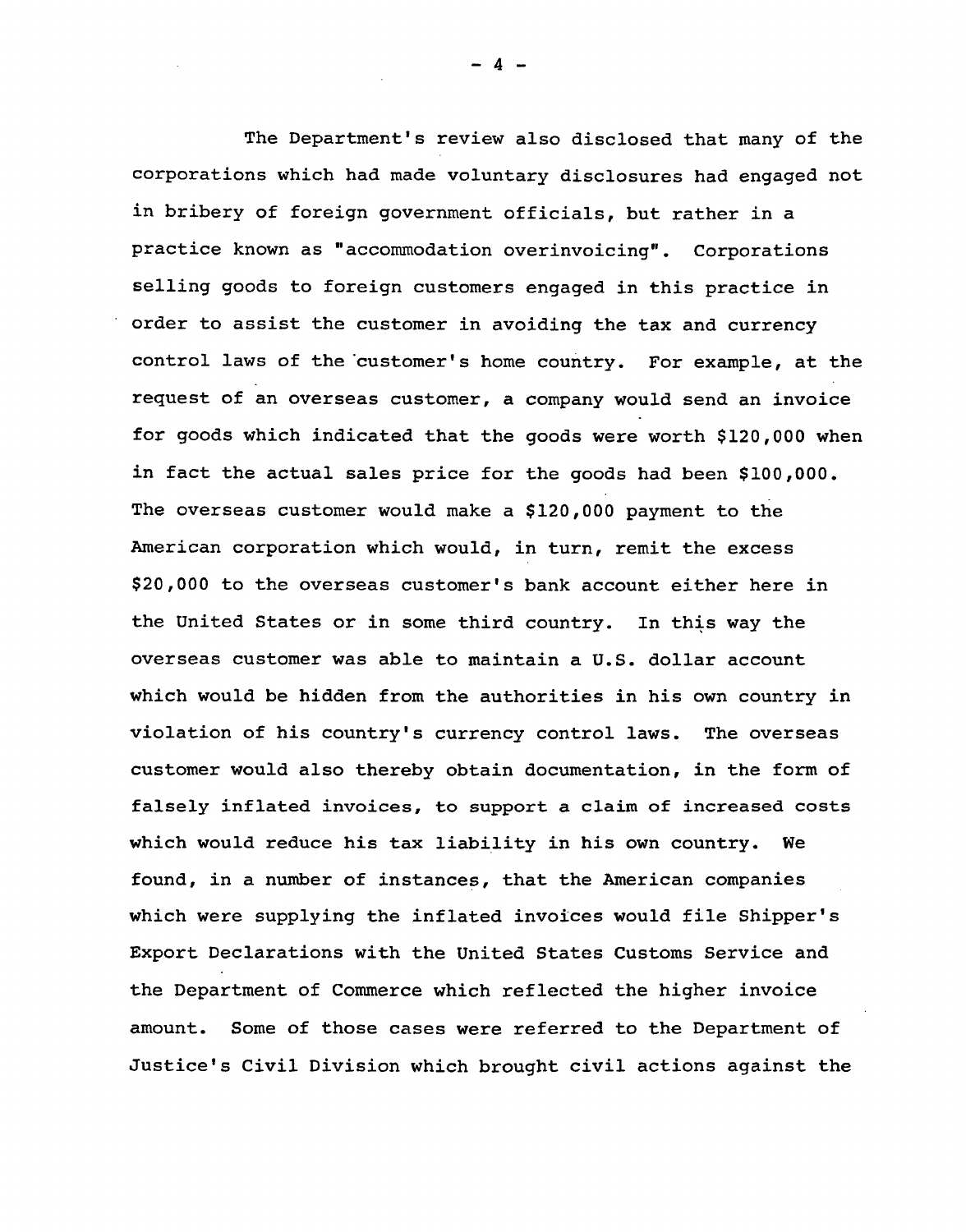The Department's review also disclosed that many of the corporations which had made voluntary disclosures had engaged not in bribery of foreign government officials, but rather in a practice known as "accommodation overinvoicing". Corporations selling goods to foreign customers engaged in this practice in order to assist the customer in avoiding the tax and currency control laws of the customer's home country. For example, at the request of an overseas customer, a company would send an invoice for goods which indicated that the goods were worth $120,000 when in fact the actual sales price for the goods had been $100,000. The overseas customer would make a $120,000 payment to the American corporation which would, in turn, remit the excess $20,000 to the overseas customer's bank account either here in the United States or in some third country. In this way the overseas customer was able to maintain a U.S. dollar account which would be hidden from the authorities in his own country in violation of his country's currency control laws. The overseas customer would also thereby obtain documentation, in the form of falsely inflated invoices, to support a claim of increased costs which would reduce his tax liability in his own country. We found, in a number of instances, that the American companies which were supplying the inflated invoices would file Shipper's Export Declarations with the United States Customs Service and the Department of Commerce which reflected the higher invoice amount. Some of those cases were referred to the Department of Justice's Civil Division which brought civil actions against the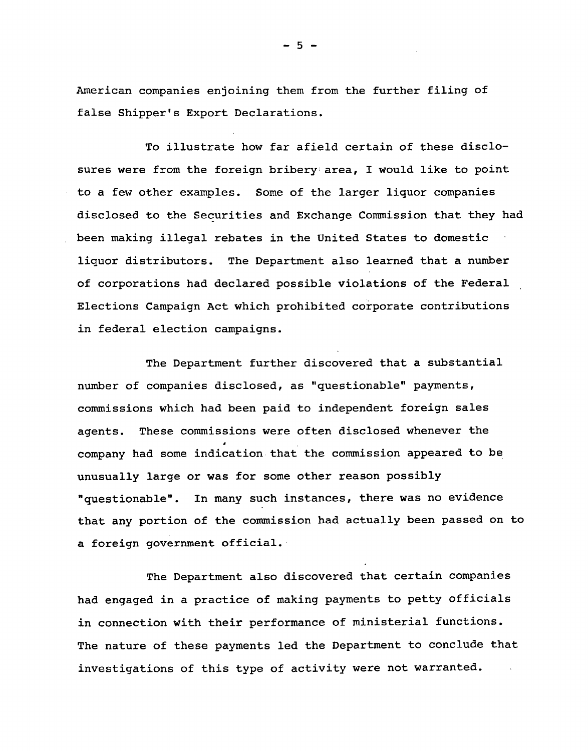American companies enjoining them from the further filing of false Shipper's Export Declarations.

To illustrate how far afield certain of these disclosures were from the foreign bribery area, I would like to point to a few other examples. Some of the larger liquor companies disclosed to the Securities and Exchange Commission that they had been making illegal rebates in the United States to domestic liquor distributors. The Department also learned that a number of corporations had declared possible violations of the Federal Elections Campaign Act which prohibited corporate contributions in federal election campaigns.

The Department further discovered that a substantial number of companies disclosed, as "questionable" payments, commissions which had been paid to independent foreign sales agents. These commissions were often disclosed whenever the company had some indication that the commission appeared to be unusually large or was for some other reason possibly "questionable". In many such instances, there was no evidence that any portion of the commission had actually been passed on to a foreign government official.

The Department also discovered that certain companies had engaged in a practice of making payments to petty officials in connection with their performance of ministerial functions. The nature of these payments led the Department to conclude that investigations of this type of activity were not warranted.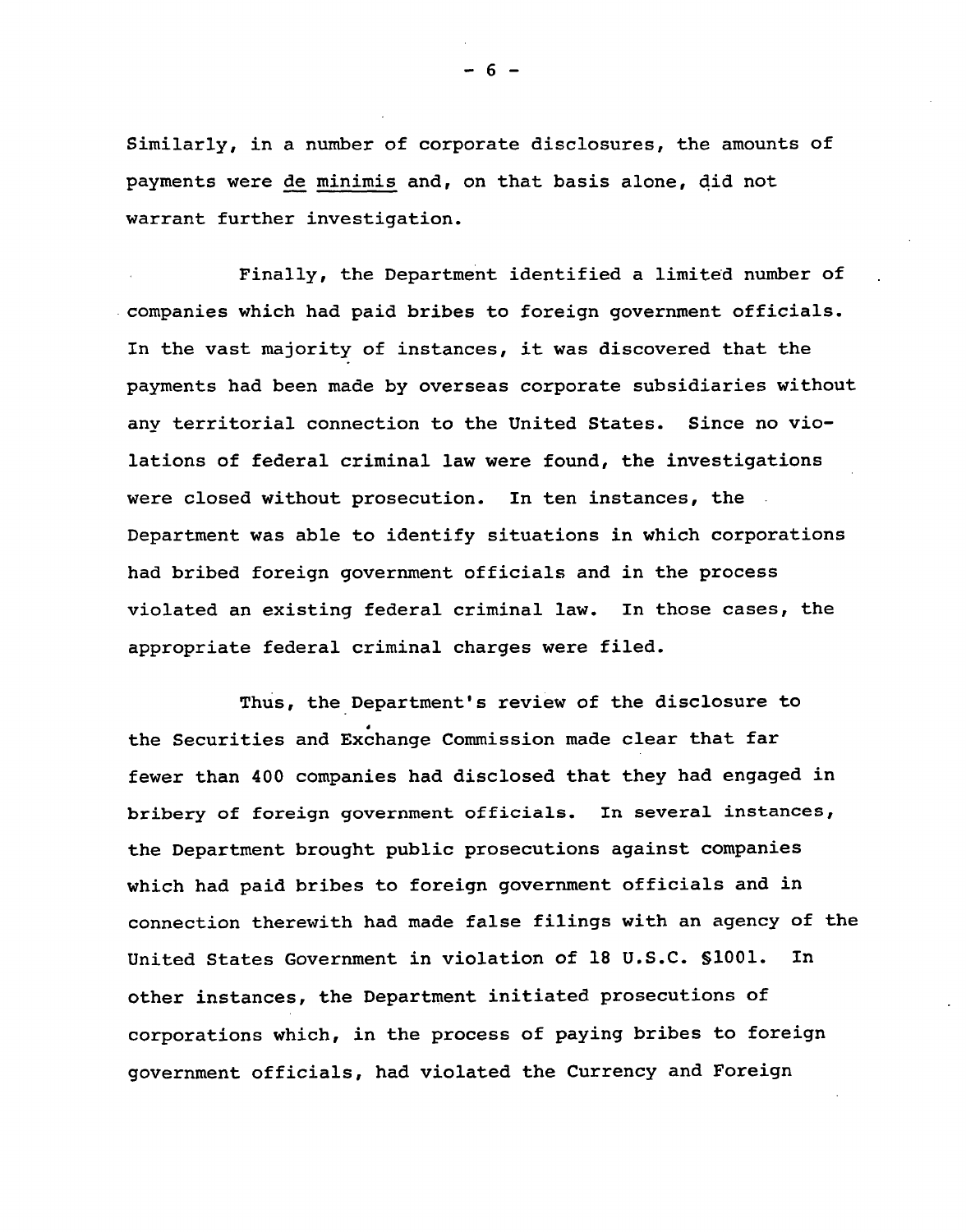Similarly, in a number of corporate disclosures, the amounts of payments were de minimis and, on that basis alone, did not warrant further investigation.

Finally, the Department identified a limited number of companies which had paid bribes to foreign government officials. In the vast majority of instances, it was discovered that the payments had been made by overseas corporate subsidiaries without any territorial connection to the United States. Since no violations of federal criminal law were found, the investigations were closed without prosecution. In ten instances, the Department was able to identify situations in which corporations had bribed foreign government officials and in the process violated an existing federal criminal law. In those cases, the appropriate federal criminal charges were filed.

Thus, the Department's review of the disclosure to the Securities and Exchange Commission made clear that far fewer than 400 companies had disclosed that they had engaged in bribery of foreign government officials. In several instances, the Department brought public prosecutions against companies which had paid bribes to foreign government officials and in connection therewith had made false filings with an agency of the United States Government in violation of 18 U.S.C. §1001. In other instances, the Department initiated prosecutions of corporations which, in the process of paying bribes to foreign government officials, had violated the Currency and Foreign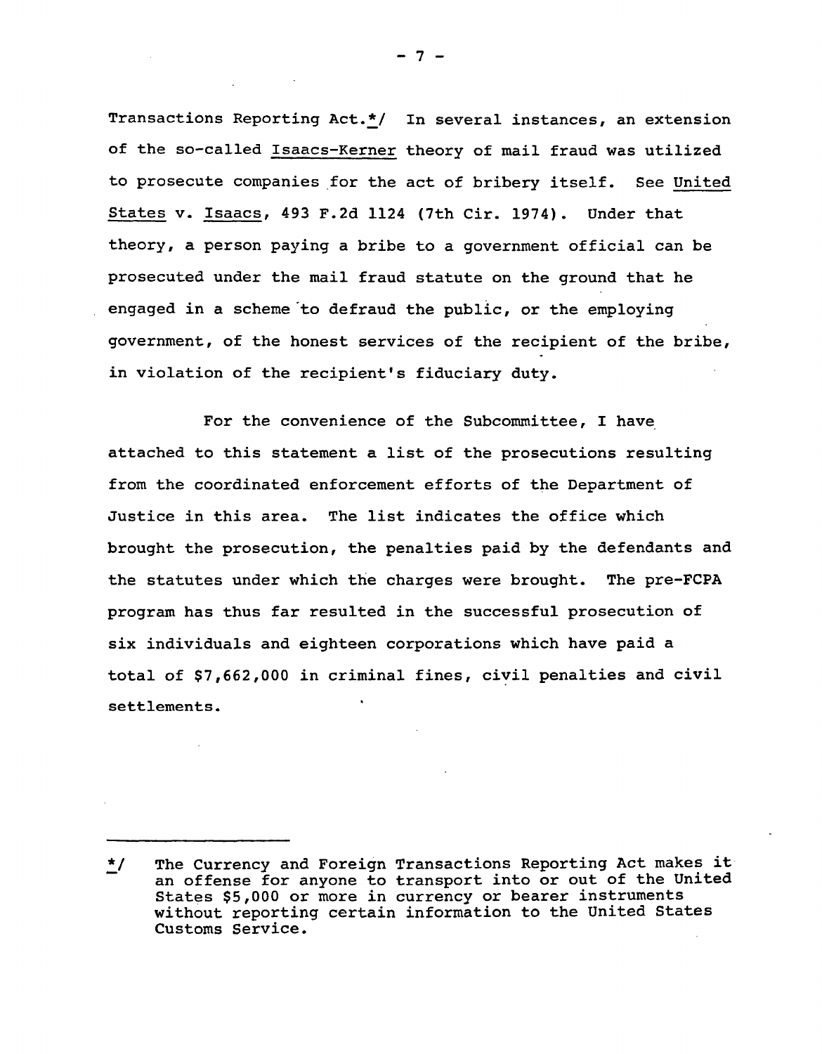Transactions Reporting Act.*/ In several instances, an extension of the so-called _Isaacs-Kerner_ theory of mail fraud was utilized to prosecute companies for the act of bribery itself. See _United States_ v. _Isaacs_, 493 F.2d 1124 (7th Cir. 1974). Under that theory, a person paying a bribe to a government official can be prosecuted under the mail fraud statute on the ground that he engaged in a scheme to defraud the public, or the employing government, of the honest services of the recipient of the bribe, in violation of the recipient's fiduciary duty.

For the convenience of the Subcommittee, I have attached to this statement a list of the prosecutions resulting from the coordinated enforcement efforts of the Department of Justice in this area. The list indicates the office which brought the prosecution, the penalties paid by the defendants and the statutes under which the charges were brought. The pre-FCPA program has thus far resulted in the successful prosecution of six individuals and eighteen corporations which have paid a total of $7,662,000 in criminal fines, civil penalties and civil settlements.

---

*/ The Currency and Foreign Transactions Reporting Act makes it an offense for anyone to transport into or out of the United States $5,000 or more in currency or bearer instruments without reporting certain information to the United States Customs Service.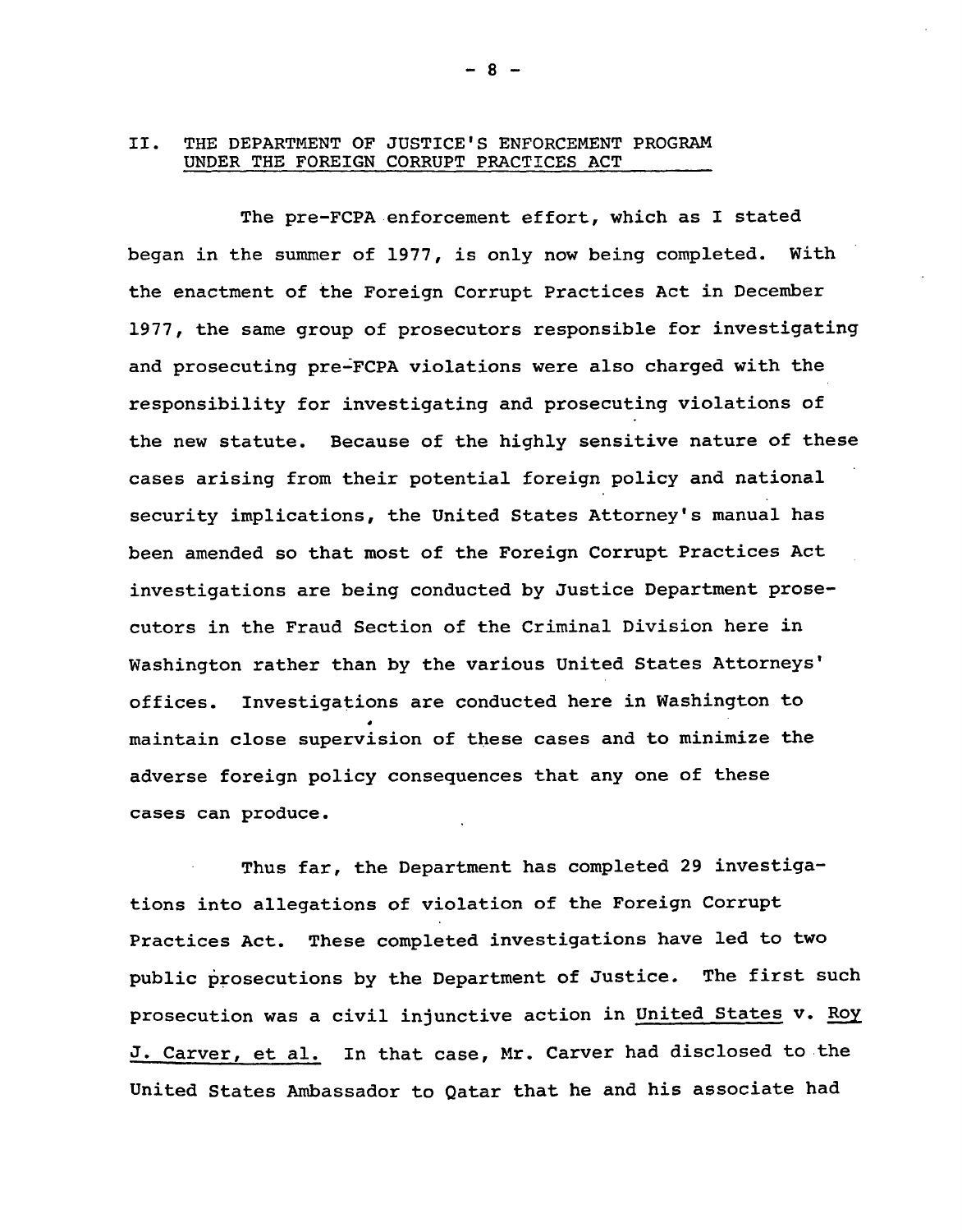## II. THE DEPARTMENT OF JUSTICE'S ENFORCEMENT PROGRAM UNDER THE FOREIGN CORRUPT PRACTICES ACT

The pre-FCPA enforcement effort, which as I stated began in the summer of 1977, is only now being completed. With the enactment of the Foreign Corrupt Practices Act in December 1977, the same group of prosecutors responsible for investigating and prosecuting pre-FCPA violations were also charged with the responsibility for investigating and prosecuting violations of the new statute. Because of the highly sensitive nature of these cases arising from their potential foreign policy and national security implications, the United States Attorney's manual has been amended so that most of the Foreign Corrupt Practices Act investigations are being conducted by Justice Department prosecutors in the Fraud Section of the Criminal Division here in Washington rather than by the various United States Attorneys' offices. Investigations are conducted here in Washington to maintain close supervision of these cases and to minimize the adverse foreign policy consequences that any one of these cases can produce.

Thus far, the Department has completed 29 investigations into allegations of violation of the Foreign Corrupt Practices Act. These completed investigations have led to two public prosecutions by the Department of Justice. The first such prosecution was a civil injunctive action in United States v. Roy J. Carver, et al. In that case, Mr. Carver had disclosed to the United States Ambassador to Qatar that he and his associate had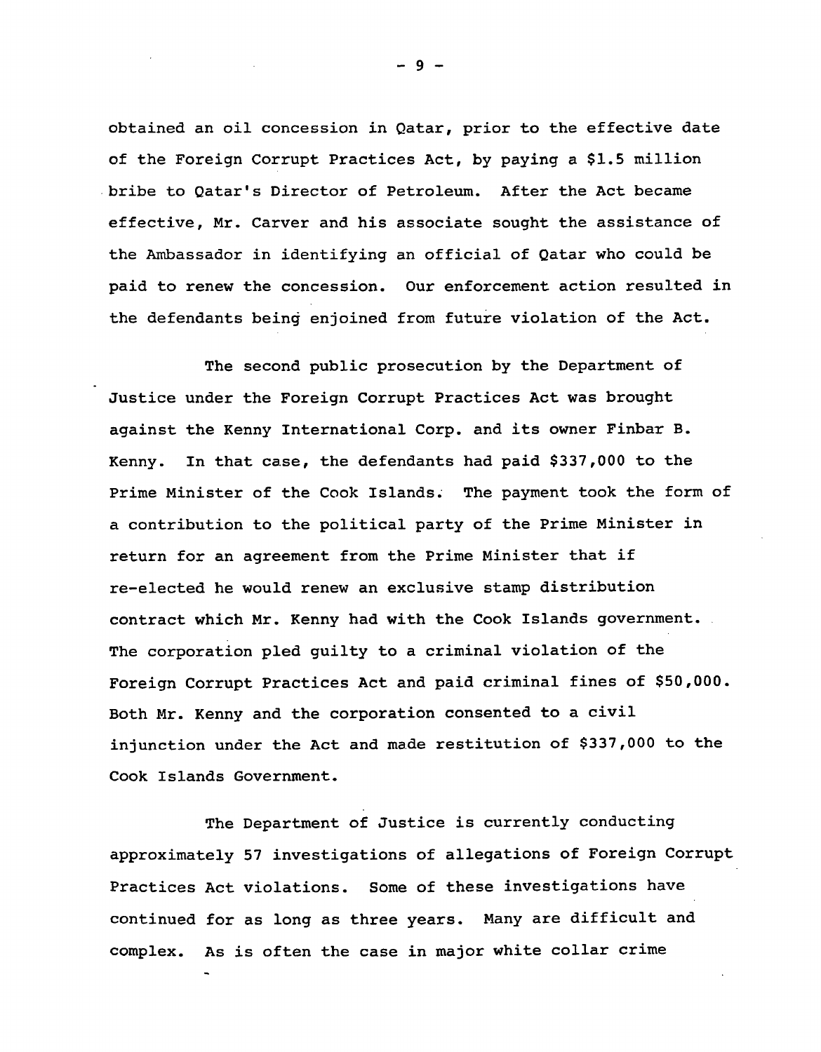obtained an oil concession in Qatar, prior to the effective date of the Foreign Corrupt Practices Act, by paying a $1.5 million bribe to Qatar's Director of Petroleum. After the Act became effective, Mr. Carver and his associate sought the assistance of the Ambassador in identifying an official of Qatar who could be paid to renew the concession. Our enforcement action resulted in the defendants being enjoined from future violation of the Act.

The second public prosecution by the Department of Justice under the Foreign Corrupt Practices Act was brought against the Kenny International Corp. and its owner Finbar B. Kenny. In that case, the defendants had paid $337,000 to the Prime Minister of the Cook Islands. The payment took the form of a contribution to the political party of the Prime Minister in return for an agreement from the Prime Minister that if re-elected he would renew an exclusive stamp distribution contract which Mr. Kenny had with the Cook Islands government. The corporation pled guilty to a criminal violation of the Foreign Corrupt Practices Act and paid criminal fines of $50,000. Both Mr. Kenny and the corporation consented to a civil injunction under the Act and made restitution of $337,000 to the Cook Islands Government.

The Department of Justice is currently conducting approximately 57 investigations of allegations of Foreign Corrupt Practices Act violations. Some of these investigations have continued for as long as three years. Many are difficult and complex. As is often the case in major white collar crime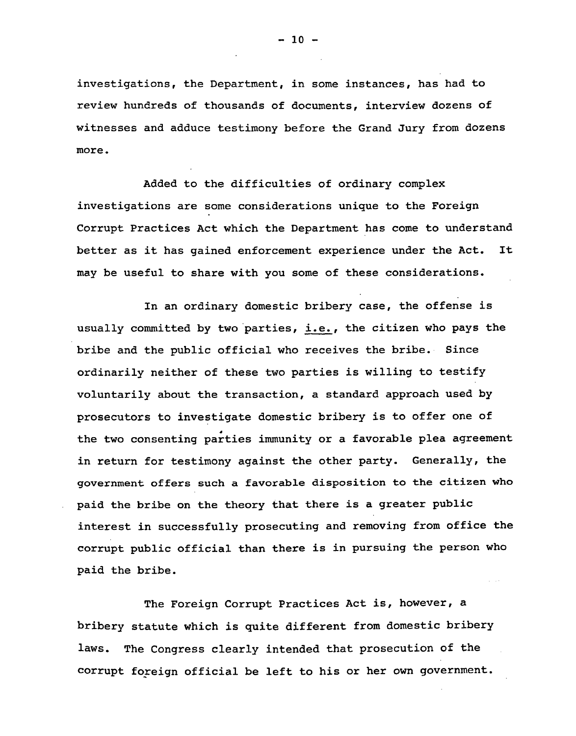investigations, the Department, in some instances, has had to review hundreds of thousands of documents, interview dozens of witnesses and adduce testimony before the Grand Jury from dozens more.

Added to the difficulties of ordinary complex investigations are some considerations unique to the Foreign Corrupt Practices Act which the Department has come to understand better as it has gained enforcement experience under the Act. It may be useful to share with you some of these considerations.

In an ordinary domestic bribery case, the offense is usually committed by two parties, i.e., the citizen who pays the bribe and the public official who receives the bribe. Since ordinarily neither of these two parties is willing to testify voluntarily about the transaction, a standard approach used by prosecutors to investigate domestic bribery is to offer one of the two consenting parties immunity or a favorable plea agreement in return for testimony against the other party. Generally, the government offers such a favorable disposition to the citizen who paid the bribe on the theory that there is a greater public interest in successfully prosecuting and removing from office the corrupt public official than there is in pursuing the person who paid the bribe.

The Foreign Corrupt Practices Act is, however, a bribery statute which is quite different from domestic bribery laws. The Congress clearly intended that prosecution of the corrupt foreign official be left to his or her own government.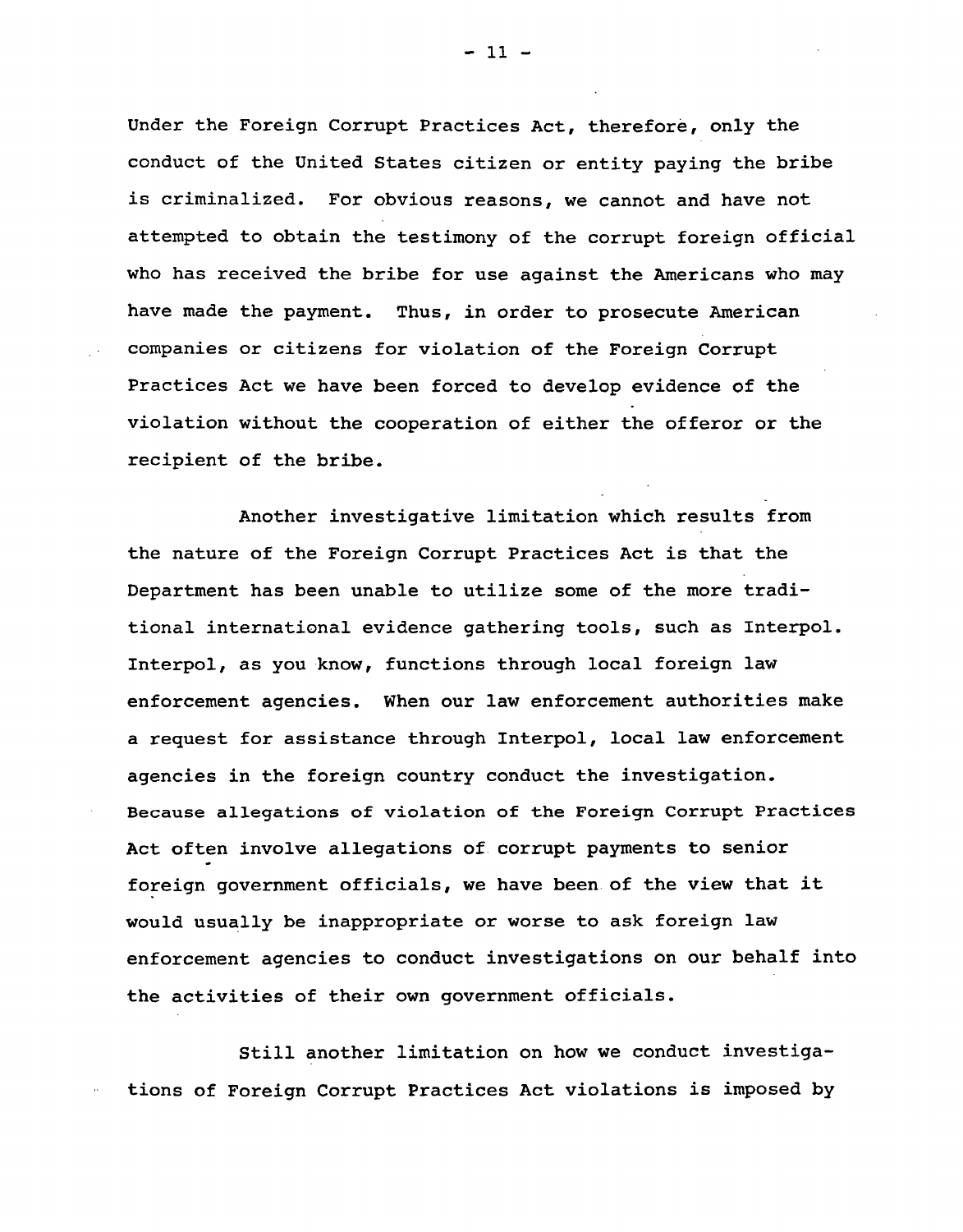Under the Foreign Corrupt Practices Act, therefore, only the conduct of the United States citizen or entity paying the bribe is criminalized. For obvious reasons, we cannot and have not attempted to obtain the testimony of the corrupt foreign official who has received the bribe for use against the Americans who may have made the payment. Thus, in order to prosecute American companies or citizens for violation of the Foreign Corrupt Practices Act we have been forced to develop evidence of the violation without the cooperation of either the offeror or the recipient of the bribe.

Another investigative limitation which results from the nature of the Foreign Corrupt Practices Act is that the Department has been unable to utilize some of the more traditional international evidence gathering tools, such as Interpol. Interpol, as you know, functions through local foreign law enforcement agencies. When our law enforcement authorities make a request for assistance through Interpol, local law enforcement agencies in the foreign country conduct the investigation. Because allegations of violation of the Foreign Corrupt Practices Act often involve allegations of corrupt payments to senior foreign government officials, we have been of the view that it would usually be inappropriate or worse to ask foreign law enforcement agencies to conduct investigations on our behalf into the activities of their own government officials.

Still another limitation on how we conduct investigations of Foreign Corrupt Practices Act violations is imposed by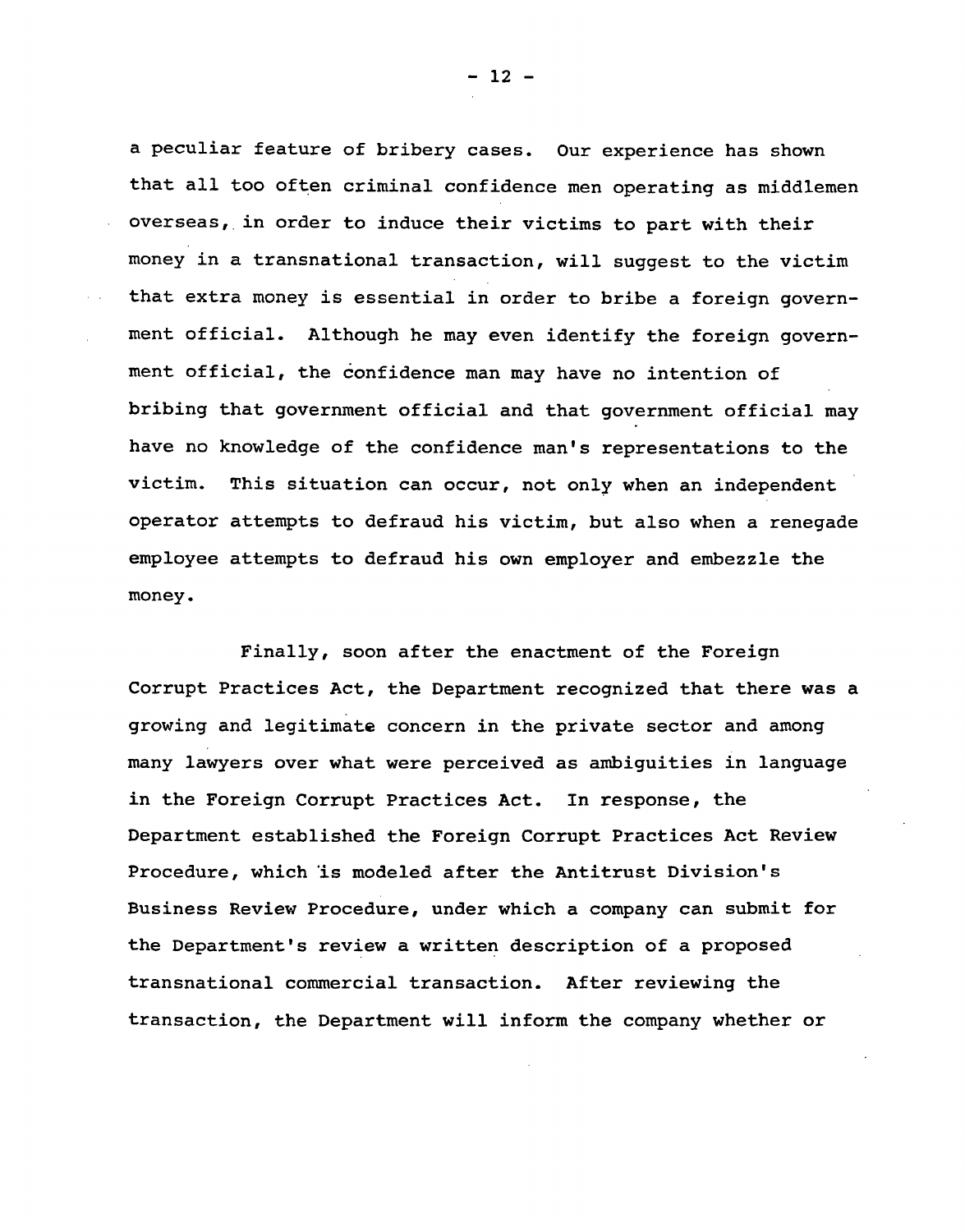a peculiar feature of bribery cases. Our experience has shown that all too often criminal confidence men operating as middlemen overseas, in order to induce their victims to part with their money in a transnational transaction, will suggest to the victim that extra money is essential in order to bribe a foreign government official. Although he may even identify the foreign government official, the confidence man may have no intention of bribing that government official and that government official may have no knowledge of the confidence man's representations to the victim. This situation can occur, not only when an independent operator attempts to defraud his victim, but also when a renegade employee attempts to defraud his own employer and embezzle the money.

Finally, soon after the enactment of the Foreign Corrupt Practices Act, the Department recognized that there was a growing and legitimate concern in the private sector and among many lawyers over what were perceived as ambiguities in language in the Foreign Corrupt Practices Act. In response, the Department established the Foreign Corrupt Practices Act Review Procedure, which is modeled after the Antitrust Division's Business Review Procedure, under which a company can submit for the Department's review a written description of a proposed transnational commercial transaction. After reviewing the transaction, the Department will inform the company whether or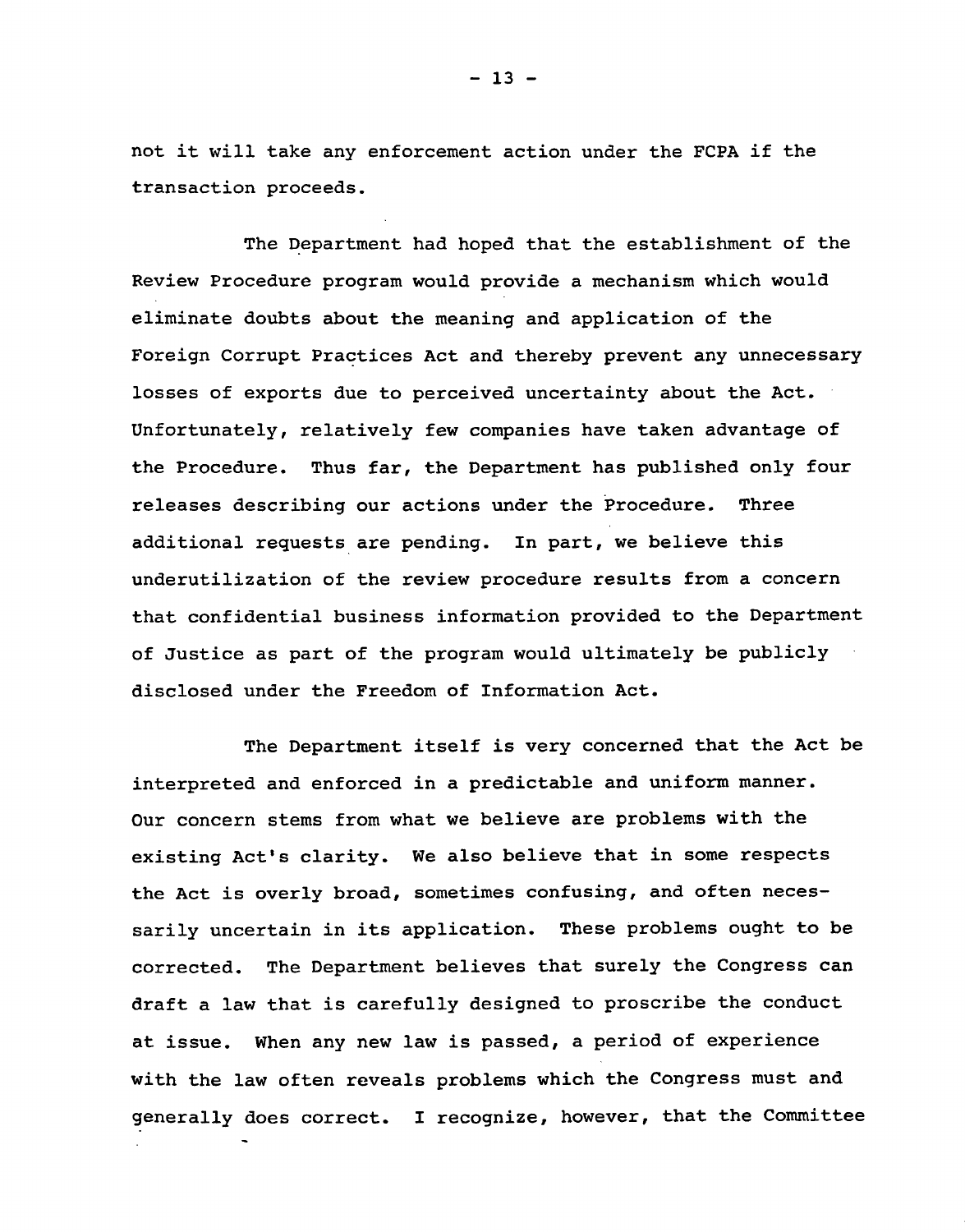not it will take any enforcement action under the FCPA if the transaction proceeds.

The Department had hoped that the establishment of the Review Procedure program would provide a mechanism which would eliminate doubts about the meaning and application of the Foreign Corrupt Practices Act and thereby prevent any unnecessary losses of exports due to perceived uncertainty about the Act. Unfortunately, relatively few companies have taken advantage of the Procedure. Thus far, the Department has published only four releases describing our actions under the Procedure. Three additional requests are pending. In part, we believe this underutilization of the review procedure results from a concern that confidential business information provided to the Department of Justice as part of the program would ultimately be publicly disclosed under the Freedom of Information Act.

The Department itself is very concerned that the Act be interpreted and enforced in a predictable and uniform manner. Our concern stems from what we believe are problems with the existing Act's clarity. We also believe that in some respects the Act is overly broad, sometimes confusing, and often necessarily uncertain in its application. These problems ought to be corrected. The Department believes that surely the Congress can draft a law that is carefully designed to proscribe the conduct at issue. When any new law is passed, a period of experience with the law often reveals problems which the Congress must and generally does correct. I recognize, however, that the Committee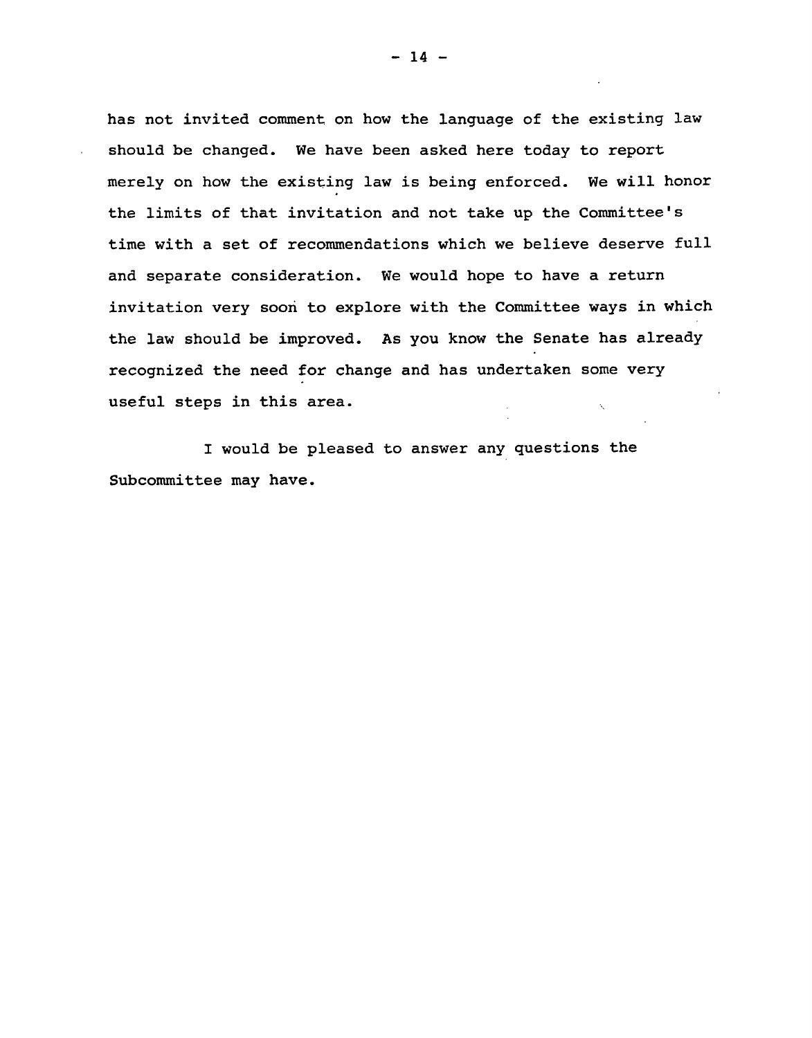has not invited comment on how the language of the existing law should be changed. We have been asked here today to report merely on how the existing law is being enforced. We will honor the limits of that invitation and not take up the Committee's time with a set of recommendations which we believe deserve full and separate consideration. We would hope to have a return invitation very soon to explore with the Committee ways in which the law should be improved. As you know the Senate has already recognized the need for change and has undertaken some very useful steps in this area.

I would be pleased to answer any questions the Subcommittee may have.